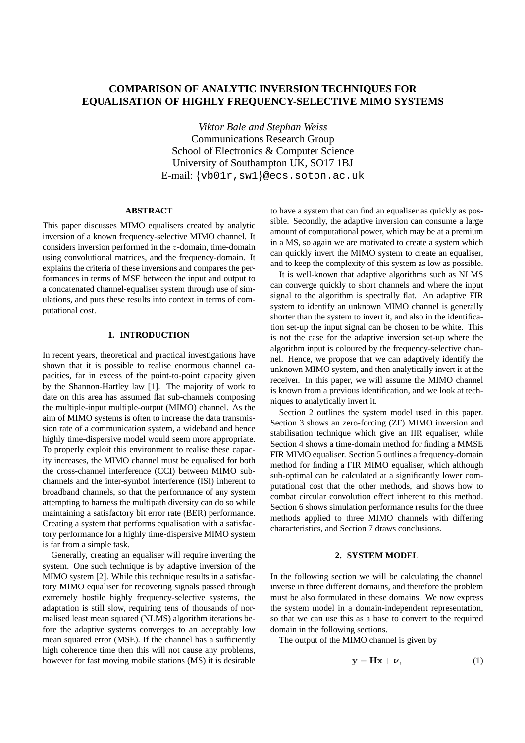# COMPARISON OF ANALYTIC INVERSION TECHNIQUES FOR EQUALISATION OF HIGHLY FREQUENCY-SELECTIVE MIMO SYSTEMS

*Viktor Bale and Stephan Weiss*
Communications Research Group
School of Electronics & Computer Science
University of Southampton UK, SO17 1BJ
E-mail: {vb01r,sw1}@ecs.soton.ac.uk

### ABSTRACT

This paper discusses MIMO equalisers created by analytic inversion of a known frequency-selective MIMO channel. It considers inversion performed in the $z$-domain, time-domain using convolutional matrices, and the frequency-domain. It explains the criteria of these inversions and compares the performances in terms of MSE between the input and output to a concatenated channel-equaliser system through use of simulations, and puts these results into context in terms of computational cost.

## 1. INTRODUCTION

In recent years, theoretical and practical investigations have shown that it is possible to realise enormous channel capacities, far in excess of the point-to-point capacity given by the Shannon-Hartley law [1]. The majority of work to date on this area has assumed flat sub-channels composing the multiple-input multiple-output (MIMO) channel. As the aim of MIMO systems is often to increase the data transmission rate of a communication system, a wideband and hence highly time-dispersive model would seem more appropriate. To properly exploit this environment to realise these capacity increases, the MIMO channel must be equalised for both the cross-channel interference (CCI) between MIMO sub-channels and the inter-symbol interference (ISI) inherent to broadband channels, so that the performance of any system attempting to harness the multipath diversity can do so while maintaining a satisfactory bit error rate (BER) performance. Creating a system that performs equalisation with a satisfactory performance for a highly time-dispersive MIMO system is far from a simple task.

Generally, creating an equaliser will require inverting the system. One such technique is by adaptive inversion of the MIMO system [2]. While this technique results in a satisfactory MIMO equaliser for recovering signals passed through extremely hostile highly frequency-selective systems, the adaptation is still slow, requiring tens of thousands of normalised least mean squared (NLMS) algorithm iterations before the adaptive systems converges to an acceptably low mean squared error (MSE). If the channel has a sufficiently high coherence time then this will not cause any problems, however for fast moving mobile stations (MS) it is desirable to have a system that can find an equaliser as quickly as possible. Secondly, the adaptive inversion can consume a large amount of computational power, which may be at a premium in a MS, so again we are motivated to create a system which can quickly invert the MIMO system to create an equaliser, and to keep the complexity of this system as low as possible.

It is well-known that adaptive algorithms such as NLMS can converge quickly to short channels and where the input signal to the algorithm is spectrally flat. An adaptive FIR system to identify an unknown MIMO channel is generally shorter than the system to invert it, and also in the identification set-up the input signal can be chosen to be white. This is not the case for the adaptive inversion set-up where the algorithm input is coloured by the frequency-selective channel. Hence, we propose that we can adaptively identify the unknown MIMO system, and then analytically invert it at the receiver. In this paper, we will assume the MIMO channel is known from a previous identification, and we look at techniques to analytically invert it.

Section 2 outlines the system model used in this paper. Section 3 shows an zero-forcing (ZF) MIMO inversion and stabilisation technique which give an IIR equaliser, while Section 4 shows a time-domain method for finding a MMSE FIR MIMO equaliser. Section 5 outlines a frequency-domain method for finding a FIR MIMO equaliser, which although sub-optimal can be calculated at a significantly lower computational cost that the other methods, and shows how to combat circular convolution effect inherent to this method. Section 6 shows simulation performance results for the three methods applied to three MIMO channels with differing characteristics, and Section 7 draws conclusions.

## 2. SYSTEM MODEL

In the following section we will be calculating the channel inverse in three different domains, and therefore the problem must be also formulated in these domains. We now express the system model in a domain-independent representation, so that we can use this as a base to convert to the required domain in the following sections.

The output of the MIMO channel is given by

$$\mathbf{y} = \mathbf{H}\mathbf{x} + \boldsymbol{\nu}, \tag{1}$$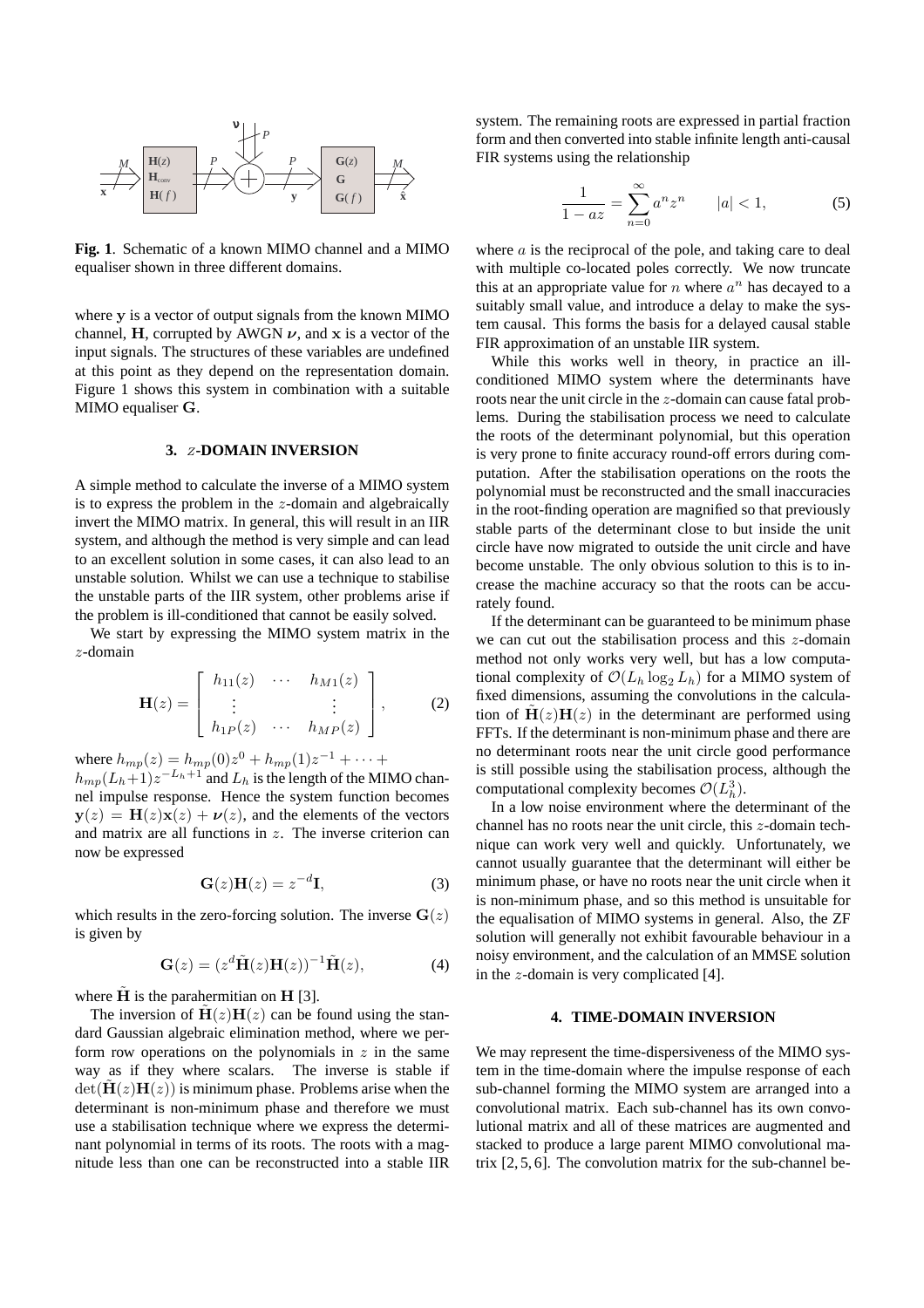**Fig. 1**. Schematic of a known MIMO channel and a MIMO equaliser shown in three different domains.

where $\mathbf{y}$ is a vector of output signals from the known MIMO channel, $\mathbf{H}$, corrupted by AWGN $\boldsymbol{\nu}$, and $\mathbf{x}$ is a vector of the input signals. The structures of these variables are undefined at this point as they depend on the representation domain. Figure 1 shows this system in combination with a suitable MIMO equaliser $\mathbf{G}$.

## 3. $z$-DOMAIN INVERSION

A simple method to calculate the inverse of a MIMO system is to express the problem in the $z$-domain and algebraically invert the MIMO matrix. In general, this will result in an IIR system, and although the method is very simple and can lead to an excellent solution in some cases, it can also lead to an unstable solution. Whilst we can use a technique to stabilise the unstable parts of the IIR system, other problems arise if the problem is ill-conditioned that cannot be easily solved.

We start by expressing the MIMO system matrix in the $z$-domain

$$\mathbf{H}(z) = \begin{bmatrix} h_{11}(z) & \cdots & h_{M1}(z) \\ \vdots & & \vdots \\ h_{1P}(z) & \cdots & h_{MP}(z) \end{bmatrix}, \tag{2}$$

where $h_{mp}(z) = h_{mp}(0)z^0 + h_{mp}(1)z^{-1} + \cdots + h_{mp}(L_h{+}1)z^{-L_h+1}$ and $L_h$ is the length of the MIMO channel impulse response. Hence the system function becomes $\mathbf{y}(z) = \mathbf{H}(z)\mathbf{x}(z) + \boldsymbol{\nu}(z)$, and the elements of the vectors and matrix are all functions in $z$. The inverse criterion can now be expressed

$$\mathbf{G}(z)\mathbf{H}(z) = z^{-d}\mathbf{I}, \tag{3}$$

which results in the zero-forcing solution. The inverse $\mathbf{G}(z)$ is given by

$$\mathbf{G}(z) = (z^d\tilde{\mathbf{H}}(z)\mathbf{H}(z))^{-1}\tilde{\mathbf{H}}(z), \tag{4}$$

where $\tilde{\mathbf{H}}$ is the parahermitian on $\mathbf{H}$ [3].

The inversion of $\tilde{\mathbf{H}}(z)\mathbf{H}(z)$ can be found using the standard Gaussian algebraic elimination method, where we perform row operations on the polynomials in $z$ in the same way as if they where scalars. The inverse is stable if $\det(\tilde{\mathbf{H}}(z)\mathbf{H}(z))$ is minimum phase. Problems arise when the determinant is non-minimum phase and therefore we must use a stabilisation technique where we express the determinant polynomial in terms of its roots. The roots with a magnitude less than one can be reconstructed into a stable IIR system. The remaining roots are expressed in partial fraction form and then converted into stable infinite length anti-causal FIR systems using the relationship

$$\frac{1}{1-az} = \sum_{n=0}^{\infty} a^n z^n \qquad |a| < 1, \tag{5}$$

where $a$ is the reciprocal of the pole, and taking care to deal with multiple co-located poles correctly. We now truncate this at an appropriate value for $n$ where $a^n$ has decayed to a suitably small value, and introduce a delay to make the system causal. This forms the basis for a delayed causal stable FIR approximation of an unstable IIR system.

While this works well in theory, in practice an ill-conditioned MIMO system where the determinants have roots near the unit circle in the $z$-domain can cause fatal problems. During the stabilisation process we need to calculate the roots of the determinant polynomial, but this operation is very prone to finite accuracy round-off errors during computation. After the stabilisation operations on the roots the polynomial must be reconstructed and the small inaccuracies in the root-finding operation are magnified so that previously stable parts of the determinant close to but inside the unit circle have now migrated to outside the unit circle and have become unstable. The only obvious solution to this is to increase the machine accuracy so that the roots can be accurately found.

If the determinant can be guaranteed to be minimum phase we can cut out the stabilisation process and this $z$-domain method not only works very well, but has a low computational complexity of $\mathcal{O}(L_h \log_2 L_h)$ for a MIMO system of fixed dimensions, assuming the convolutions in the calculation of $\tilde{\mathbf{H}}(z)\mathbf{H}(z)$ in the determinant are performed using FFTs. If the determinant is non-minimum phase and there are no determinant roots near the unit circle good performance is still possible using the stabilisation process, although the computational complexity becomes $\mathcal{O}(L_h^3)$.

In a low noise environment where the determinant of the channel has no roots near the unit circle, this $z$-domain technique can work very well and quickly. Unfortunately, we cannot usually guarantee that the determinant will either be minimum phase, or have no roots near the unit circle when it is non-minimum phase, and so this method is unsuitable for the equalisation of MIMO systems in general. Also, the ZF solution will generally not exhibit favourable behaviour in a noisy environment, and the calculation of an MMSE solution in the $z$-domain is very complicated [4].

## 4. TIME-DOMAIN INVERSION

We may represent the time-dispersiveness of the MIMO system in the time-domain where the impulse response of each sub-channel forming the MIMO system are arranged into a convolutional matrix. Each sub-channel has its own convolutional matrix and all of these matrices are augmented and stacked to produce a large parent MIMO convolutional matrix [2, 5, 6]. The convolution matrix for the sub-channel be-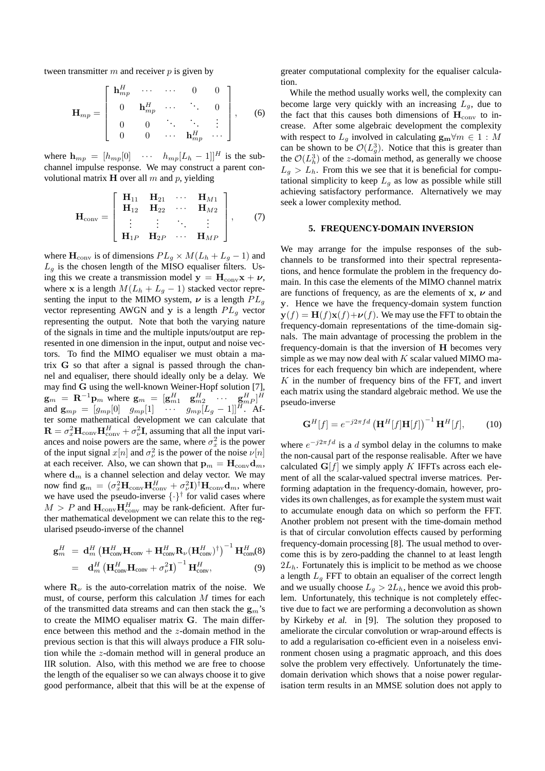tween transmitter $m$ and receiver $p$ is given by

$$\mathbf{H}_{mp} = \begin{bmatrix} \mathbf{h}_{mp}^H & \cdots & \cdots & 0 & 0 \\ 0 & \mathbf{h}_{mp}^H & \cdots & \ddots & 0 \\ 0 & 0 & \ddots & \ddots & \vdots \\ 0 & 0 & \cdots & \mathbf{h}_{mp}^H & \cdots \end{bmatrix}, \quad (6)$$

where $\mathbf{h}_{mp} = [h_{mp}[0] \quad \cdots \quad h_{mp}[L_h - 1]]^H$ is the sub-channel impulse response. We may construct a parent convolutional matrix $\mathbf{H}$ over all $m$ and $p$, yielding

$$\mathbf{H}_{\text{conv}} = \begin{bmatrix} \mathbf{H}_{11} & \mathbf{H}_{21} & \cdots & \mathbf{H}_{M1} \\ \mathbf{H}_{12} & \mathbf{H}_{22} & \cdots & \mathbf{H}_{M2} \\ \vdots & \vdots & \ddots & \vdots \\ \mathbf{H}_{1P} & \mathbf{H}_{2P} & \cdots & \mathbf{H}_{MP} \end{bmatrix}, \quad (7)$$

where $\mathbf{H}_{\text{conv}}$ is of dimensions $PL_g \times M(L_h + L_g - 1)$ and $L_g$ is the chosen length of the MISO equaliser filters. Using this we create a transmission model $\mathbf{y} = \mathbf{H}_{\text{conv}}\mathbf{x} + \boldsymbol{\nu}$, where $\mathbf{x}$ is a length $M(L_h + L_g - 1)$ stacked vector representing the input to the MIMO system, $\boldsymbol{\nu}$ is a length $PL_g$ vector representing AWGN and $\mathbf{y}$ is a length $PL_g$ vector representing the output. Note that both the varying nature of the signals in time and the multiple inputs/output are represented in one dimension in the input, output and noise vectors. To find the MIMO equaliser we must obtain a matrix $\mathbf{G}$ so that after a signal is passed through the channel and equaliser, there should ideally only be a delay. We may find $\mathbf{G}$ using the well-known Weiner-Hopf solution [7], $\mathbf{g}_m = \mathbf{R}^{-1}\mathbf{p}_m$ where $\mathbf{g}_m = [\mathbf{g}_{m1}^H \quad \mathbf{g}_{m2}^H \quad \cdots \quad \mathbf{g}_{mP}^H]^H$ and $\mathbf{g}_{mp} = [g_{mp}[0] \quad g_{mp}[1] \quad \cdots \quad g_{mp}[L_g - 1]]^H$. After some mathematical development we can calculate that $\mathbf{R} = \sigma_x^2\mathbf{H}_{\text{conv}}\mathbf{H}_{\text{conv}}^H + \sigma_\nu^2\mathbf{I}$, assuming that all the input variances and noise powers are the same, where $\sigma_x^2$ is the power of the input signal $x[n]$ and $\sigma_\nu^2$ is the power of the noise $\nu[n]$ at each receiver. Also, we can shown that $\mathbf{p}_m = \mathbf{H}_{\text{conv}}\mathbf{d}_m$, where $\mathbf{d}_m$ is a channel selection and delay vector. We may now find $\mathbf{g}_m = (\sigma_x^2\mathbf{H}_{\text{conv}}\mathbf{H}_{\text{conv}}^H + \sigma_\nu^2\mathbf{I})^\dagger\mathbf{H}_{\text{conv}}\mathbf{d}_m$, where we have used the pseudo-inverse $\{\cdot\}^\dagger$ for valid cases where $M > P$ and $\mathbf{H}_{\text{conv}}\mathbf{H}_{\text{conv}}^H$ may be rank-deficient. After further mathematical development we can relate this to the regularised pseudo-inverse of the channel

$$\begin{aligned} \mathbf{g}_m^H &= \mathbf{d}_m^H\left(\mathbf{H}_{\text{conv}}^H\mathbf{H}_{\text{conv}} + \mathbf{H}_{\text{conv}}^H\mathbf{R}_\nu(\mathbf{H}_{\text{conv}}^H)^\dagger\right)^{-1}\mathbf{H}_{\text{conv}}^H \quad (8) \\ &= \mathbf{d}_m^H\left(\mathbf{H}_{\text{conv}}^H\mathbf{H}_{\text{conv}} + \sigma_\nu^2\mathbf{I}\right)^{-1}\mathbf{H}_{\text{conv}}^H, \quad (9) \end{aligned}$$

where $\mathbf{R}_\nu$ is the auto-correlation matrix of the noise. We must, of course, perform this calculation $M$ times for each of the transmitted data streams and can then stack the $\mathbf{g}_m$'s to create the MIMO equaliser matrix $\mathbf{G}$. The main difference between this method and the $z$-domain method in the previous section is that this will always produce a FIR solution while the $z$-domain method will in general produce an IIR solution. Also, with this method we are free to choose the length of the equaliser so we can always choose it to give good performance, albeit that this will be at the expense of greater computational complexity for the equaliser calculation.

While the method usually works well, the complexity can become large very quickly with an increasing $L_g$, due to the fact that this causes both dimensions of $\mathbf{H}_{\text{conv}}$ to increase. After some algebraic development the complexity with respect to $L_g$ involved in calculating $\mathbf{g}_\mathbf{m} \forall m \in 1 : M$ can be shown to be $\mathcal{O}(L_g^3)$. Notice that this is greater than the $\mathcal{O}(L_h^3)$ of the $z$-domain method, as generally we choose $L_g > L_h$. From this we see that it is beneficial for computational simplicity to keep $L_g$ as low as possible while still achieving satisfactory performance. Alternatively we may seek a lower complexity method.

## 5. FREQUENCY-DOMAIN INVERSION

We may arrange for the impulse responses of the subchannels to be transformed into their spectral representations, and hence formulate the problem in the frequency domain. In this case the elements of the MIMO channel matrix are functions of frequency, as are the elements of $\mathbf{x}$, $\boldsymbol{\nu}$ and $\mathbf{y}$. Hence we have the frequency-domain system function $\mathbf{y}(f) = \mathbf{H}(f)\mathbf{x}(f) + \boldsymbol{\nu}(f)$. We may use the FFT to obtain the frequency-domain representations of the time-domain signals. The main advantage of processing the problem in the frequency-domain is that the inversion of $\mathbf{H}$ becomes very simple as we may now deal with $K$ scalar valued MIMO matrices for each frequency bin which are independent, where $K$ in the number of frequency bins of the FFT, and invert each matrix using the standard algebraic method. We use the pseudo-inverse

$$\mathbf{G}^H[f] = e^{-j2\pi fd}\left(\mathbf{H}^H[f]\mathbf{H}[f]\right)^{-1}\mathbf{H}^H[f], \quad (10)$$

where $e^{-j2\pi fd}$ is a $d$ symbol delay in the columns to make the non-causal part of the response realisable. After we have calculated $\mathbf{G}[f]$ we simply apply $K$ IFFTs across each element of all the scalar-valued spectral inverse matrices. Performing adaptation in the frequency-domain, however, provides its own challenges, as for example the system must wait to accumulate enough data on which so perform the FFT. Another problem not present with the time-domain method is that of circular convolution effects caused by performing frequency-domain processing [8]. The usual method to overcome this is by zero-padding the channel to at least length $2L_h$. Fortunately this is implicit to be method as we choose a length $L_g$ FFT to obtain an equaliser of the correct length and we usually choose $L_g > 2L_h$, hence we avoid this problem. Unfortunately, this technique is not completely effective due to fact we are performing a deconvolution as shown by Kirkeby *et al.* in [9]. The solution they proposed to ameliorate the circular convolution or wrap-around effects is to add a regularisation co-efficient even in a noiseless environment chosen using a pragmatic approach, and this does solve the problem very effectively. Unfortunately the time-domain derivation which shows that a noise power regularisation term results in an MMSE solution does not apply to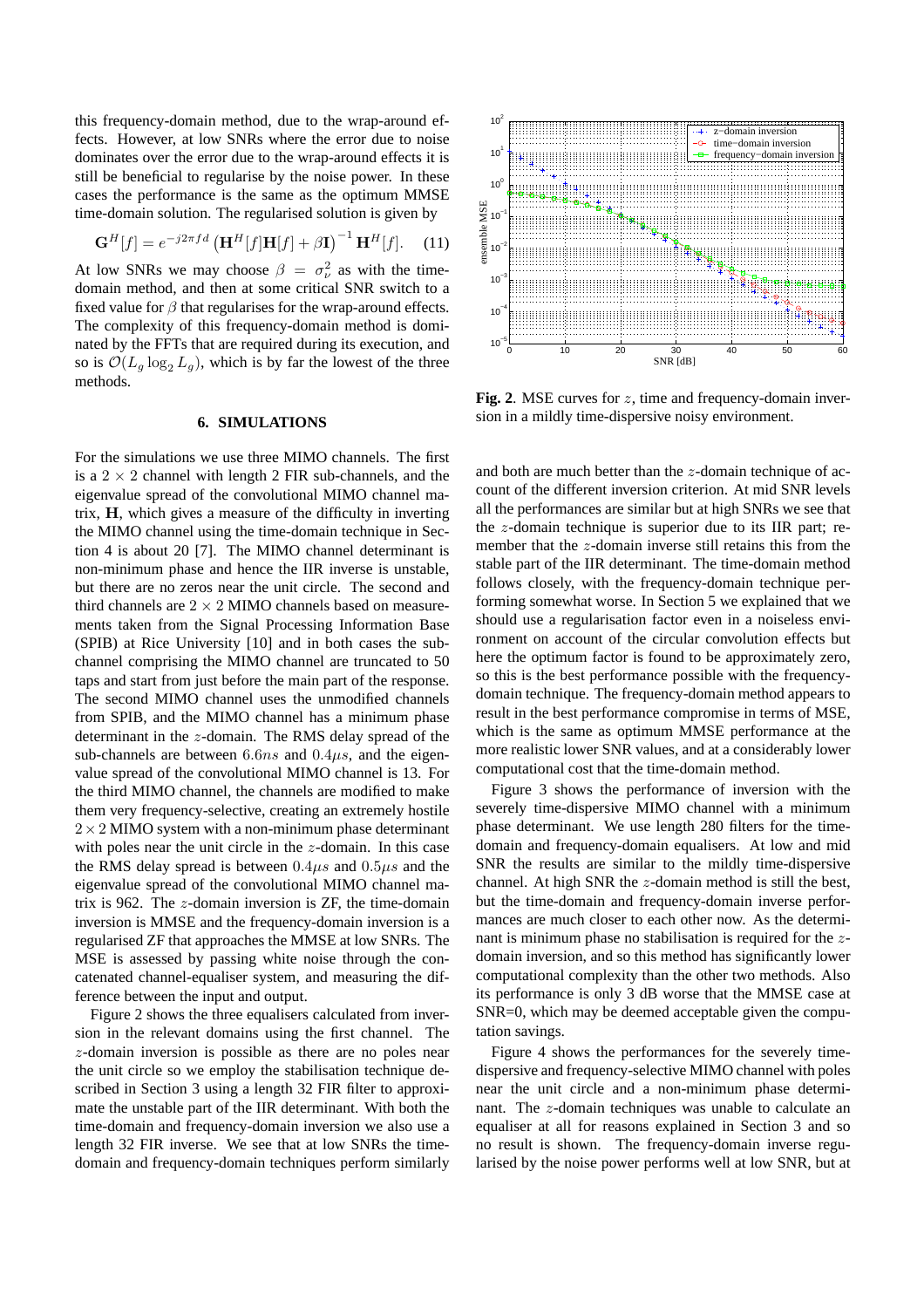this frequency-domain method, due to the wrap-around effects. However, at low SNRs where the error due to noise dominates over the error due to the wrap-around effects it is still be beneficial to regularise by the noise power. In these cases the performance is the same as the optimum MMSE time-domain solution. The regularised solution is given by

$$\mathbf{G}^H[f] = e^{-j2\pi fd}\left(\mathbf{H}^H[f]\mathbf{H}[f] + \beta\mathbf{I}\right)^{-1}\mathbf{H}^H[f]. \quad (11)$$

At low SNRs we may choose $\beta = \sigma_\nu^2$ as with the time-domain method, and then at some critical SNR switch to a fixed value for $\beta$ that regularises for the wrap-around effects. The complexity of this frequency-domain method is dominated by the FFTs that are required during its execution, and so is $\mathcal{O}(L_g \log_2 L_g)$, which is by far the lowest of the three methods.

## 6. SIMULATIONS

For the simulations we use three MIMO channels. The first is a $2 \times 2$ channel with length 2 FIR sub-channels, and the eigenvalue spread of the convolutional MIMO channel matrix, $\mathbf{H}$, which gives a measure of the difficulty in inverting the MIMO channel using the time-domain technique in Section 4 is about 20 [7]. The MIMO channel determinant is non-minimum phase and hence the IIR inverse is unstable, but there are no zeros near the unit circle. The second and third channels are $2 \times 2$ MIMO channels based on measurements taken from the Signal Processing Information Base (SPIB) at Rice University [10] and in both cases the sub-channel comprising the MIMO channel are truncated to 50 taps and start from just before the main part of the response. The second MIMO channel uses the unmodified channels from SPIB, and the MIMO channel has a minimum phase determinant in the $z$-domain. The RMS delay spread of the sub-channels are between $6.6ns$ and $0.4\mu s$, and the eigenvalue spread of the convolutional MIMO channel is 13. For the third MIMO channel, the channels are modified to make them very frequency-selective, creating an extremely hostile $2 \times 2$ MIMO system with a non-minimum phase determinant with poles near the unit circle in the $z$-domain. In this case the RMS delay spread is between $0.4\mu s$ and $0.5\mu s$ and the eigenvalue spread of the convolutional MIMO channel matrix is 962. The $z$-domain inversion is ZF, the time-domain inversion is MMSE and the frequency-domain inversion is a regularised ZF that approaches the MMSE at low SNRs. The MSE is assessed by passing white noise through the concatenated channel-equaliser system, and measuring the difference between the input and output.

Figure 2 shows the three equalisers calculated from inversion in the relevant domains using the first channel. The $z$-domain inversion is possible as there are no poles near the unit circle so we employ the stabilisation technique described in Section 3 using a length 32 FIR filter to approximate the unstable part of the IIR determinant. With both the time-domain and frequency-domain inversion we also use a length 32 FIR inverse. We see that at low SNRs the time-domain and frequency-domain techniques perform similarly and both are much better than the $z$-domain technique of account of the different inversion criterion. At mid SNR levels all the performances are similar but at high SNRs we see that the $z$-domain technique is superior due to its IIR part; remember that the $z$-domain inverse still retains this from the stable part of the IIR determinant. The time-domain method follows closely, with the frequency-domain technique performing somewhat worse. In Section 5 we explained that we should use a regularisation factor even in a noiseless environment on account of the circular convolution effects but here the optimum factor is found to be approximately zero, so this is the best performance possible with the frequency-domain technique. The frequency-domain method appears to result in the best performance compromise in terms of MSE, which is the same as optimum MMSE performance at the more realistic lower SNR values, and at a considerably lower computational cost that the time-domain method.

**Fig. 2**. MSE curves for $z$, time and frequency-domain inversion in a mildly time-dispersive noisy environment.

Figure 3 shows the performance of inversion with the severely time-dispersive MIMO channel with a minimum phase determinant. We use length 280 filters for the time-domain and frequency-domain equalisers. At low and mid SNR the results are similar to the mildly time-dispersive channel. At high SNR the $z$-domain method is still the best, but the time-domain and frequency-domain inverse performances are much closer to each other now. As the determinant is minimum phase no stabilisation is required for the $z$-domain inversion, and so this method has significantly lower computational complexity than the other two methods. Also its performance is only 3 dB worse that the MMSE case at SNR=0, which may be deemed acceptable given the computation savings.

Figure 4 shows the performances for the severely time-dispersive and frequency-selective MIMO channel with poles near the unit circle and a non-minimum phase determinant. The $z$-domain techniques was unable to calculate an equaliser at all for reasons explained in Section 3 and so no result is shown. The frequency-domain inverse regularised by the noise power performs well at low SNR, but at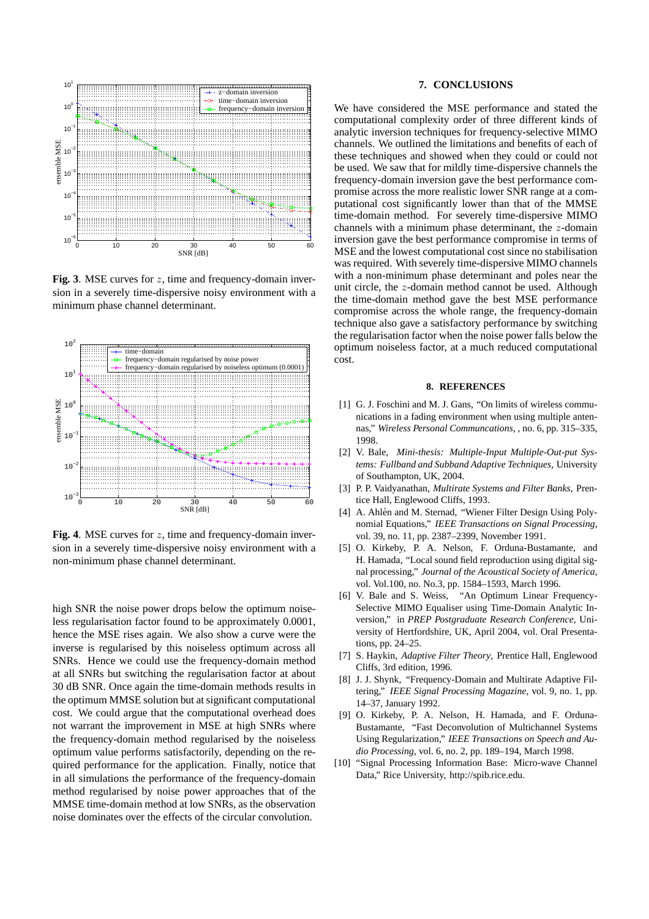10^1
10^0
10^-1
10^-2
10^-3
10^-4
10^-5
10^-6
ensemble MSE
0 10 20 30 40 50 60
SNR [dB]
z−domain inversion
time−domain inversion
frequency−domain inversion

**Fig. 3**. MSE curves for $z$, time and frequency-domain inversion in a severely time-dispersive noisy environment with a minimum phase channel determinant.

10^2
10^1
10^0
10^-1
10^-2
10^-3
ensemble MSE
0 10 20 30 40 50 60
SNR [dB]
time−domain
frequency−domain regularised by noise power
frequency−domain regularised by noiseless optimum (0.0001)

**Fig. 4**. MSE curves for $z$, time and frequency-domain inversion in a severely time-dispersive noisy environment with a non-minimum phase channel determinant.

high SNR the noise power drops below the optimum noiseless regularisation factor found to be approximately 0.0001, hence the MSE rises again. We also show a curve were the inverse is regularised by this noiseless optimum across all SNRs. Hence we could use the frequency-domain method at all SNRs but switching the regularisation factor at about 30 dB SNR. Once again the time-domain methods results in the optimum MMSE solution but at significant computational cost. We could argue that the computational overhead does not warrant the improvement in MSE at high SNRs where the frequency-domain method regularised by the noiseless optimum value performs satisfactorily, depending on the required performance for the application. Finally, notice that in all simulations the performance of the frequency-domain method regularised by noise power approaches that of the MMSE time-domain method at low SNRs, as the observation noise dominates over the effects of the circular convolution.

## 7. CONCLUSIONS

We have considered the MSE performance and stated the computational complexity order of three different kinds of analytic inversion techniques for frequency-selective MIMO channels. We outlined the limitations and benefits of each of these techniques and showed when they could or could not be used. We saw that for mildly time-dispersive channels the frequency-domain inversion gave the best performance compromise across the more realistic lower SNR range at a computational cost significantly lower than that of the MMSE time-domain method. For severely time-dispersive MIMO channels with a minimum phase determinant, the $z$-domain inversion gave the best performance compromise in terms of MSE and the lowest computational cost since no stabilisation was required. With severely time-dispersive MIMO channels with a non-minimum phase determinant and poles near the unit circle, the $z$-domain method cannot be used. Although the time-domain method gave the best MSE performance compromise across the whole range, the frequency-domain technique also gave a satisfactory performance by switching the regularisation factor when the noise power falls below the optimum noiseless factor, at a much reduced computational cost.

## 8. REFERENCES

[1] G. J. Foschini and M. J. Gans, "On limits of wireless communications in a fading environment when using multiple antennas," *Wireless Personal Communcations*, , no. 6, pp. 315–335, 1998.

[2] V. Bale, *Mini-thesis: Multiple-Input Multiple-Out-put Systems: Fullband and Subband Adaptive Techniques*, University of Southampton, UK, 2004.

[3] P. P. Vaidyanathan, *Multirate Systems and Filter Banks*, Prentice Hall, Englewood Cliffs, 1993.

[4] A. Ahlén and M. Sternad, "Wiener Filter Design Using Polynomial Equations," *IEEE Transactions on Signal Processing*, vol. 39, no. 11, pp. 2387–2399, November 1991.

[5] O. Kirkeby, P. A. Nelson, F. Orduna-Bustamante, and H. Hamada, "Local sound field reproduction using digital signal processing," *Journal of the Acoustical Society of America*, vol. Vol.100, no. No.3, pp. 1584–1593, March 1996.

[6] V. Bale and S. Weiss, "An Optimum Linear Frequency-Selective MIMO Equaliser using Time-Domain Analytic Inversion," in *PREP Postgraduate Research Conference*, University of Hertfordshire, UK, April 2004, vol. Oral Presentations, pp. 24–25.

[7] S. Haykin, *Adaptive Filter Theory*, Prentice Hall, Englewood Cliffs, 3rd edition, 1996.

[8] J. J. Shynk, "Frequency-Domain and Multirate Adaptive Filtering," *IEEE Signal Processing Magazine*, vol. 9, no. 1, pp. 14–37, January 1992.

[9] O. Kirkeby, P. A. Nelson, H. Hamada, and F. Orduna-Bustamante, "Fast Deconvolution of Multichannel Systems Using Regularization," *IEEE Transactions on Speech and Audio Processing*, vol. 6, no. 2, pp. 189–194, March 1998.

[10] "Signal Processing Information Base: Micro-wave Channel Data," Rice University, http://spib.rice.edu.